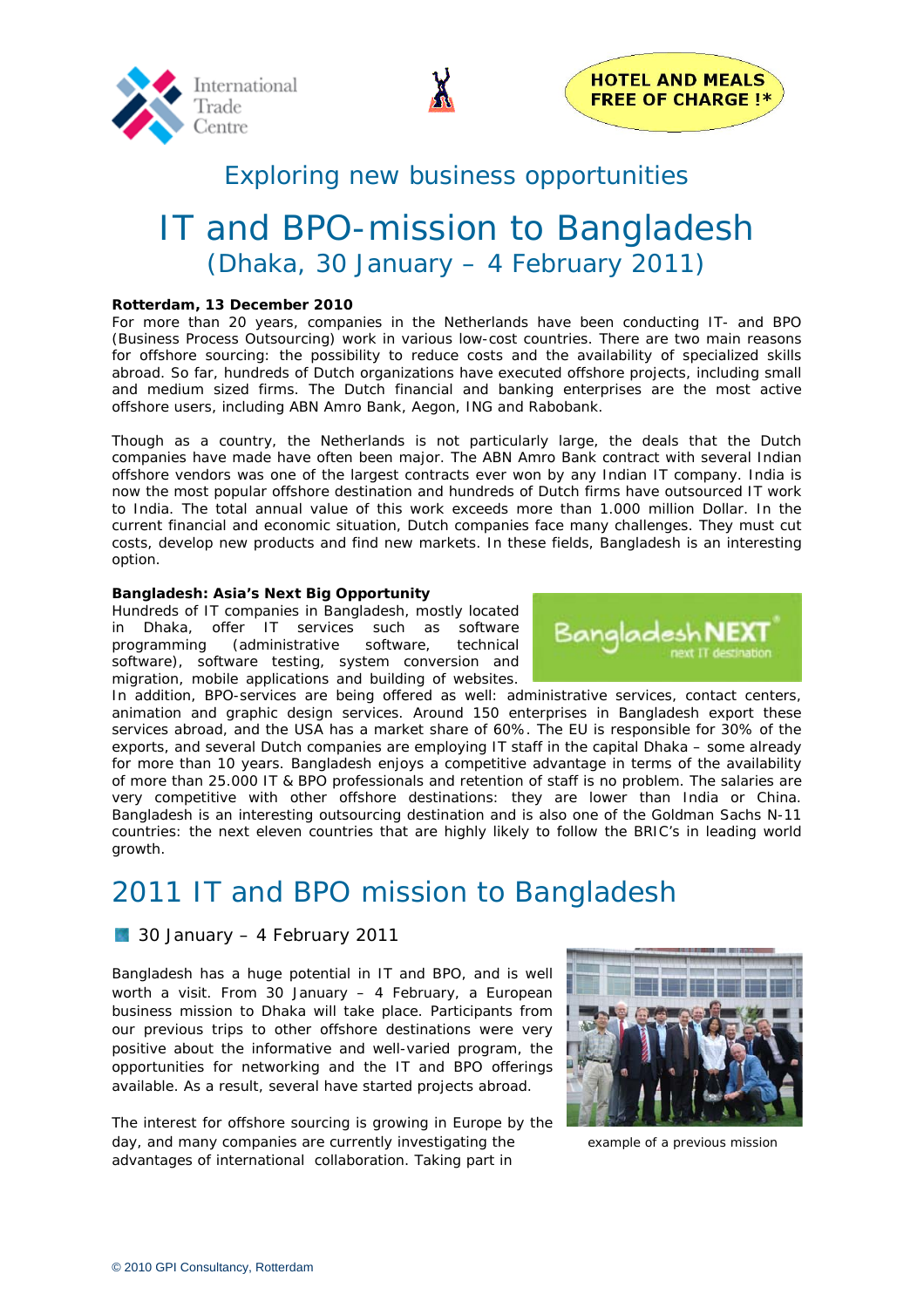International Trade Centre

**HOTEL AND MEALS FREE OF CHARGE !***

## Exploring new business opportunities

# IT and BPO-mission to Bangladesh

## (Dhaka, 30 January – 4 February 2011)

**Rotterdam, 13 December 2010**

For more than 20 years, companies in the Netherlands have been conducting IT- and BPO (Business Process Outsourcing) work in various low-cost countries. There are two main reasons for offshore sourcing: the possibility to reduce costs and the availability of specialized skills abroad. So far, hundreds of Dutch organizations have executed offshore projects, including small and medium sized firms. The Dutch financial and banking enterprises are the most active offshore users, including ABN Amro Bank, Aegon, ING and Rabobank.

Though as a country, the Netherlands is not particularly large, the deals that the Dutch companies have made have often been major. The ABN Amro Bank contract with several Indian offshore vendors was one of the largest contracts ever won by any Indian IT company. India is now the most popular offshore destination and hundreds of Dutch firms have outsourced IT work to India. The total annual value of this work exceeds more than 1.000 million Dollar. In the current financial and economic situation, Dutch companies face many challenges. They must cut costs, develop new products and find new markets. In these fields, Bangladesh is an interesting option.

**Bangladesh: Asia's Next Big Opportunity**

Hundreds of IT companies in Bangladesh, mostly located in Dhaka, offer IT services such as software programming (administrative software, technical software), software testing, system conversion and migration, mobile applications and building of websites. In addition, BPO-services are being offered as well: administrative services, contact centers, animation and graphic design services. Around 150 enterprises in Bangladesh export these services abroad, and the USA has a market share of 60%. The EU is responsible for 30% of the exports, and several Dutch companies are employing IT staff in the capital Dhaka – some already for more than 10 years. Bangladesh enjoys a competitive advantage in terms of the availability of more than 25.000 IT & BPO professionals and retention of staff is no problem. The salaries are very competitive with other offshore destinations: they are lower than India or China. Bangladesh is an interesting outsourcing destination and is also one of the Goldman Sachs N-11 countries: the next eleven countries that are highly likely to follow the BRIC's in leading world growth.

BangladeshNEXT next IT destination

# 2011 IT and BPO mission to Bangladesh

- 30 January – 4 February 2011

Bangladesh has a huge potential in IT and BPO, and is well worth a visit. From 30 January – 4 February, a European business mission to Dhaka will take place. Participants from our previous trips to other offshore destinations were very positive about the informative and well-varied program, the opportunities for networking and the IT and BPO offerings available. As a result, several have started projects abroad.

example of a previous mission

The interest for offshore sourcing is growing in Europe by the day, and many companies are currently investigating the advantages of international collaboration. Taking part in

© 2010 GPI Consultancy, Rotterdam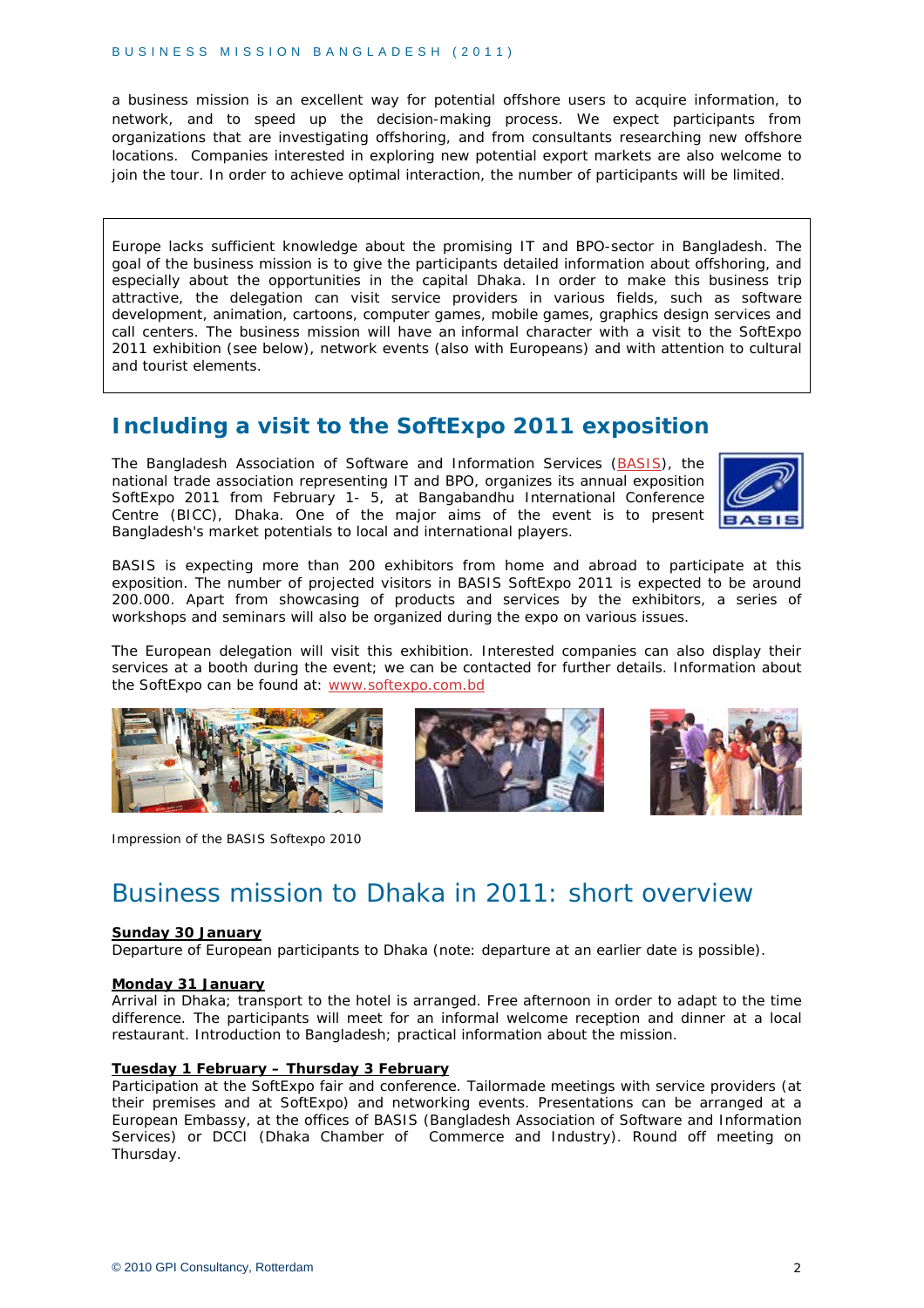a business mission is an excellent way for potential offshore users to acquire information, to network, and to speed up the decision-making process. We expect participants from organizations that are investigating offshoring, and from consultants researching new offshore locations. Companies interested in exploring new potential export markets are also welcome to join the tour. In order to achieve optimal interaction, the number of participants will be limited.

Europe lacks sufficient knowledge about the promising IT and BPO-sector in Bangladesh. The goal of the business mission is to give the participants detailed information about offshoring, and especially about the opportunities in the capital Dhaka. In order to make this business trip attractive, the delegation can visit service providers in various fields, such as software development, animation, cartoons, computer games, mobile games, graphics design services and call centers. The business mission will have an informal character with a visit to the SoftExpo 2011 exhibition (see below), network events (also with Europeans) and with attention to cultural and tourist elements.

## Including a visit to the SoftExpo 2011 exposition

The Bangladesh Association of Software and Information Services (BASIS), the national trade association representing IT and BPO, organizes its annual exposition SoftExpo 2011 from February 1- 5, at Bangabandhu International Conference Centre (BICC), Dhaka. One of the major aims of the event is to present Bangladesh's market potentials to local and international players.

BASIS is expecting more than 200 exhibitors from home and abroad to participate at this exposition. The number of projected visitors in BASIS SoftExpo 2011 is expected to be around 200.000. Apart from showcasing of products and services by the exhibitors, a series of workshops and seminars will also be organized during the expo on various issues.

The European delegation will visit this exhibition. Interested companies can also display their services at a booth during the event; we can be contacted for further details. Information about the SoftExpo can be found at: www.softexpo.com.bd

*Impression of the BASIS Softexpo 2010*

## Business mission to Dhaka in 2011: short overview

**Sunday 30 January**
Departure of European participants to Dhaka (note: departure at an earlier date is possible).

**Monday 31 January**
Arrival in Dhaka; transport to the hotel is arranged. Free afternoon in order to adapt to the time difference. The participants will meet for an informal welcome reception and dinner at a local restaurant. Introduction to Bangladesh; practical information about the mission.

**Tuesday 1 February – Thursday 3 February**
Participation at the SoftExpo fair and conference. Tailormade meetings with service providers (at their premises and at SoftExpo) and networking events. Presentations can be arranged at a European Embassy, at the offices of BASIS (Bangladesh Association of Software and Information Services) or DCCI (Dhaka Chamber of Commerce and Industry). Round off meeting on Thursday.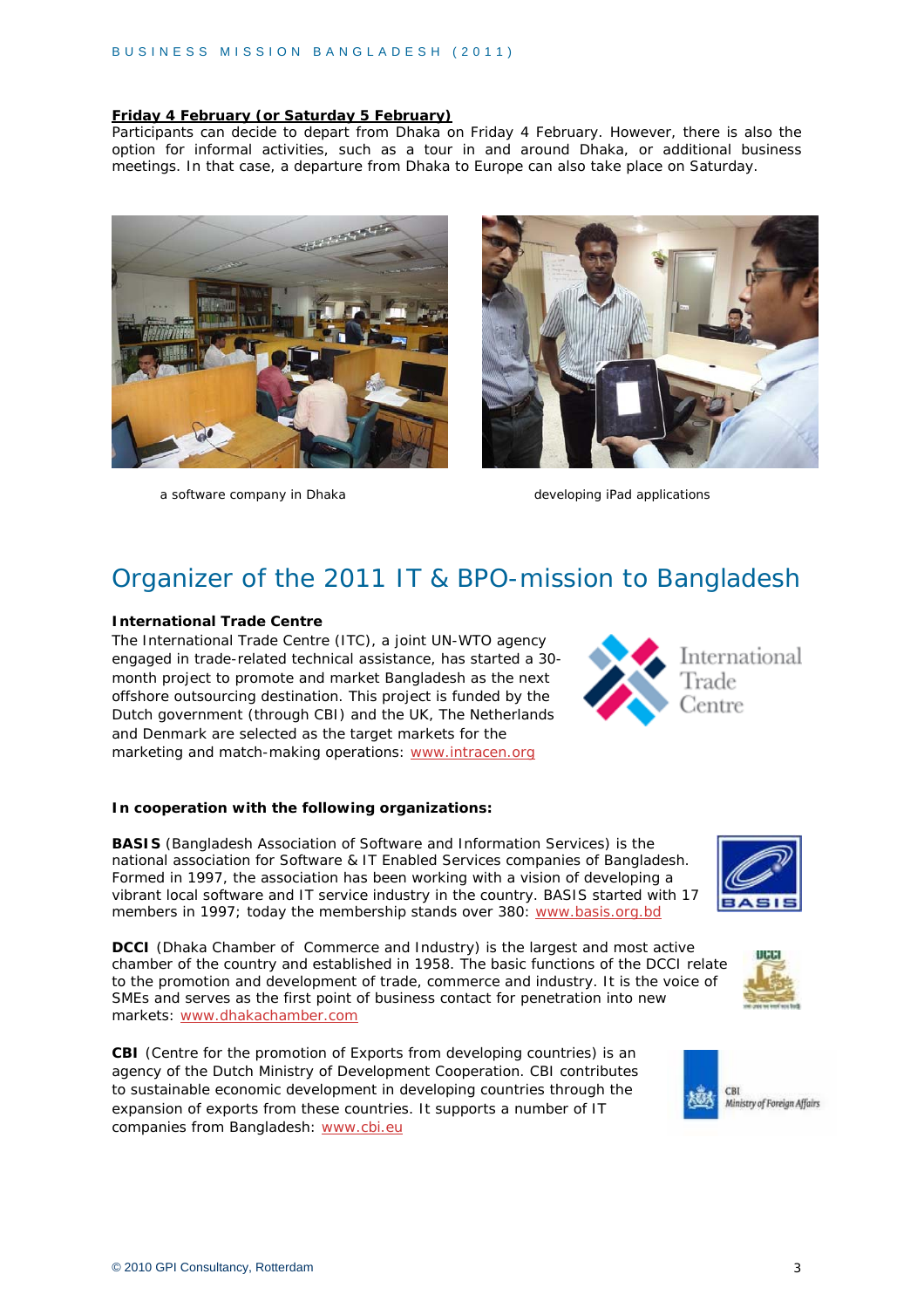**Friday 4 February (or Saturday 5 February)**

Participants can decide to depart from Dhaka on Friday 4 February. However, there is also the option for informal activities, such as a tour in and around Dhaka, or additional business meetings. In that case, a departure from Dhaka to Europe can also take place on Saturday.

a software company in Dhaka

developing iPad applications

# Organizer of the 2011 IT & BPO-mission to Bangladesh

**International Trade Centre**

The International Trade Centre (ITC), a joint UN-WTO agency engaged in trade-related technical assistance, has started a 30-month project to promote and market Bangladesh as the next offshore outsourcing destination. This project is funded by the Dutch government (through CBI) and the UK, The Netherlands and Denmark are selected as the target markets for the marketing and match-making operations: www.intracen.org

**In cooperation with the following organizations:**

**BASIS** (Bangladesh Association of Software and Information Services) is the national association for Software & IT Enabled Services companies of Bangladesh. Formed in 1997, the association has been working with a vision of developing a vibrant local software and IT service industry in the country. BASIS started with 17 members in 1997; today the membership stands over 380: www.basis.org.bd

**DCCI** (Dhaka Chamber of Commerce and Industry) is the largest and most active chamber of the country and established in 1958. The basic functions of the DCCI relate to the promotion and development of trade, commerce and industry. It is the voice of SMEs and serves as the first point of business contact for penetration into new markets: www.dhakachamber.com

**CBI** (Centre for the promotion of Exports from developing countries) is an agency of the Dutch Ministry of Development Cooperation. CBI contributes to sustainable economic development in developing countries through the expansion of exports from these countries. It supports a number of IT companies from Bangladesh: www.cbi.eu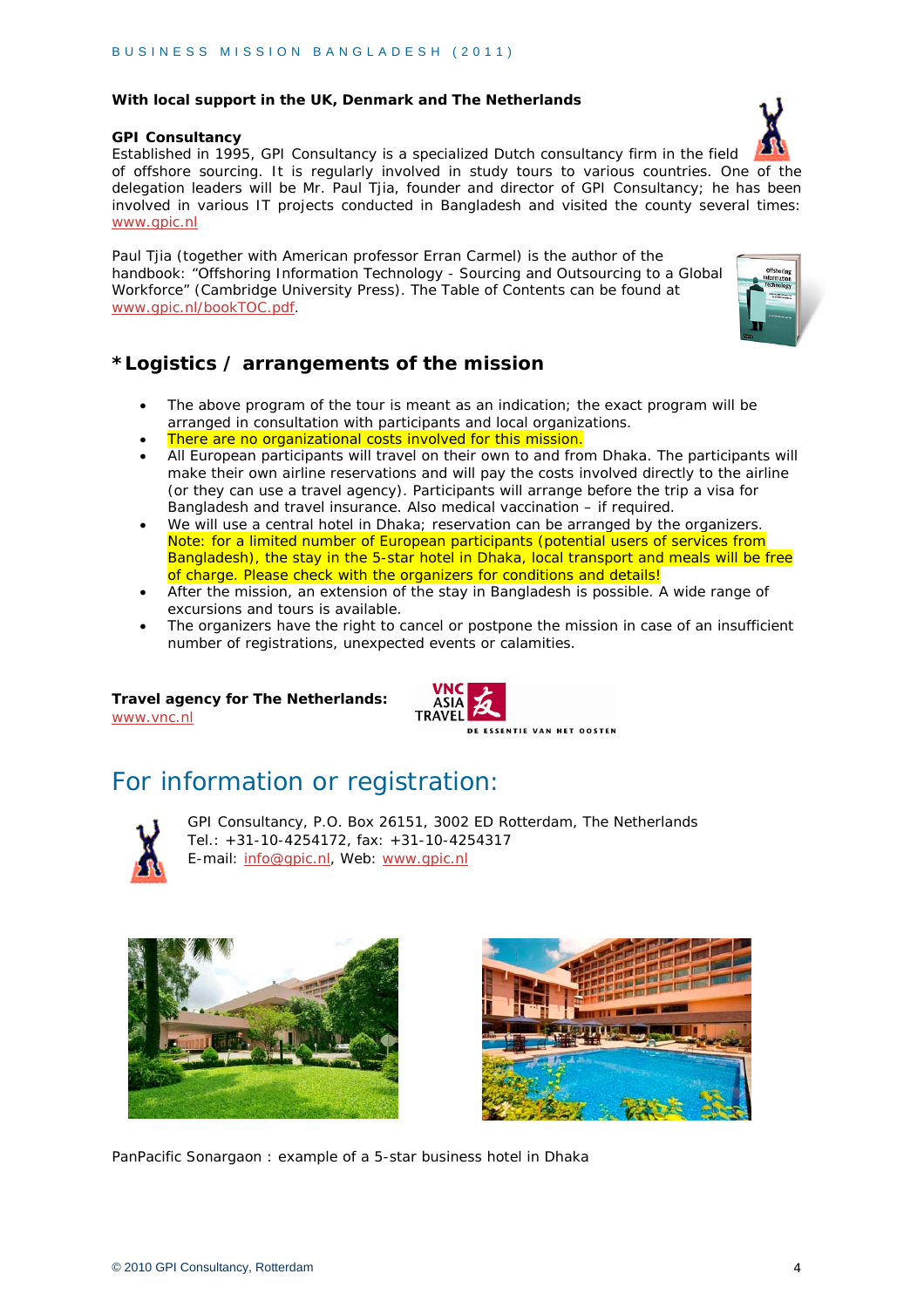**With local support in the UK, Denmark and The Netherlands**

**GPI Consultancy**
Established in 1995, GPI Consultancy is a specialized Dutch consultancy firm in the field of offshore sourcing. It is regularly involved in study tours to various countries. One of the delegation leaders will be Mr. Paul Tjia, founder and director of GPI Consultancy; he has been involved in various IT projects conducted in Bangladesh and visited the county several times: www.gpic.nl

Paul Tjia (together with American professor Erran Carmel) is the author of the handbook: "Offshoring Information Technology - Sourcing and Outsourcing to a Global Workforce" (Cambridge University Press). The Table of Contents can be found at www.gpic.nl/bookTOC.pdf.

## * Logistics / arrangements of the mission

- The above program of the tour is meant as an indication; the exact program will be arranged in consultation with participants and local organizations.
- There are no organizational costs involved for this mission.
- All European participants will travel on their own to and from Dhaka. The participants will make their own airline reservations and will pay the costs involved directly to the airline (or they can use a travel agency). Participants will arrange before the trip a visa for Bangladesh and travel insurance. Also medical vaccination – if required.
- We will use a central hotel in Dhaka; reservation can be arranged by the organizers. Note: for a limited number of European participants (potential users of services from Bangladesh), the stay in the 5-star hotel in Dhaka, local transport and meals will be free of charge. Please check with the organizers for conditions and details!
- After the mission, an extension of the stay in Bangladesh is possible. A wide range of excursions and tours is available.
- The organizers have the right to cancel or postpone the mission in case of an insufficient number of registrations, unexpected events or calamities.

**Travel agency for The Netherlands:**
www.vnc.nl

VNC ASIA TRAVEL
DE ESSENTIE VAN HET OOSTEN

# For information or registration:

GPI Consultancy, P.O. Box 26151, 3002 ED Rotterdam, The Netherlands
Tel.: +31-10-4254172, fax: +31-10-4254317
E-mail: info@gpic.nl, Web: www.gpic.nl

PanPacific Sonargaon : example of a 5-star business hotel in Dhaka

© 2010 GPI Consultancy, Rotterdam